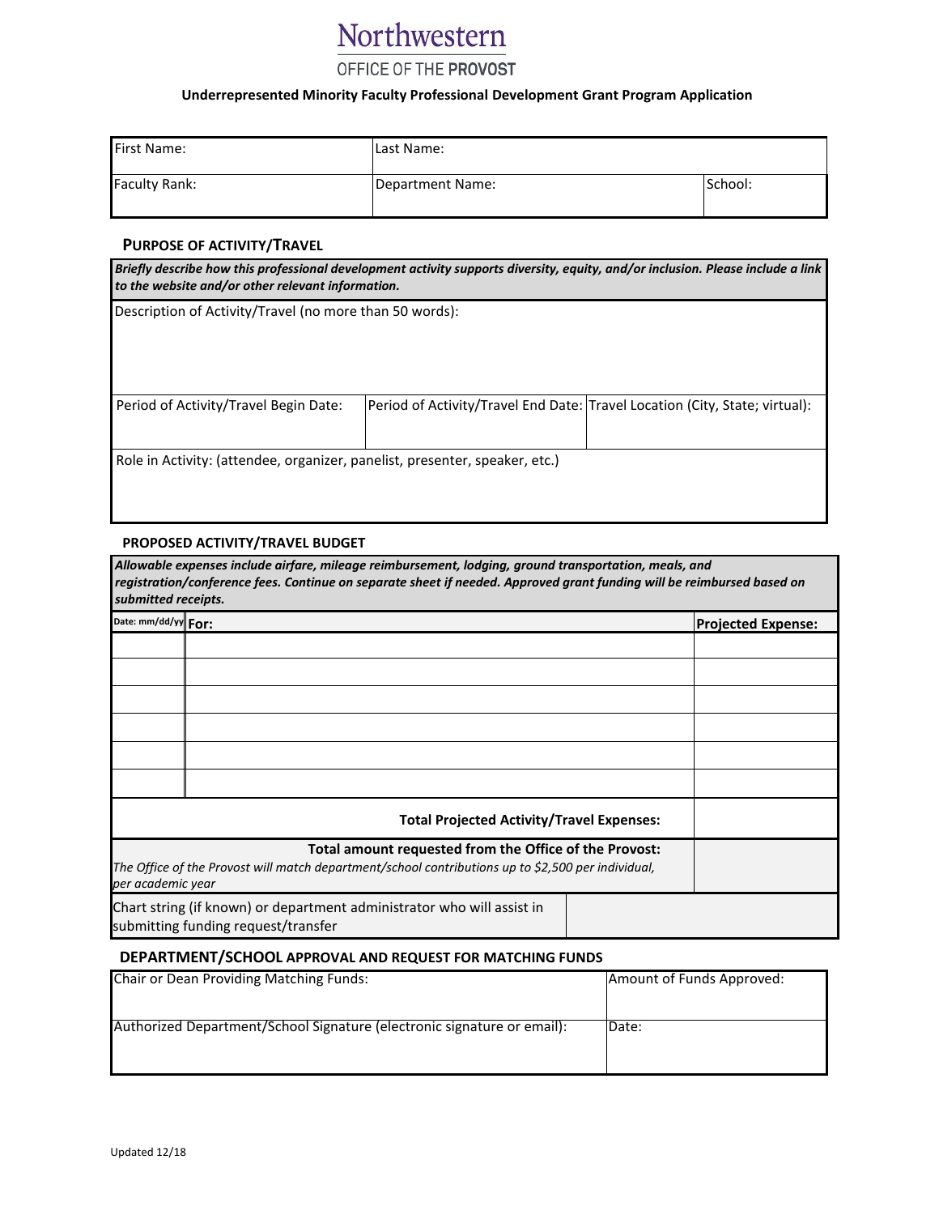# Northwestern

## OFFICE OF THE PROVOST

### Underrepresented Minority Faculty Professional Development Grant Program Application

| First Name: | Last Name: | |
|---|---|---|
| Faculty Rank: | Department Name: | School: |

### PURPOSE OF ACTIVITY/TRAVEL

| ***Briefly describe how this professional development activity supports diversity, equity, and/or inclusion. Please include a link to the website and/or other relevant information.*** | | |
|---|---|---|
| Description of Activity/Travel (no more than 50 words): | | |
| Period of Activity/Travel Begin Date: | Period of Activity/Travel End Date: | Travel Location (City, State; virtual): |
| Role in Activity: (attendee, organizer, panelist, presenter, speaker, etc.) | | |

### PROPOSED ACTIVITY/TRAVEL BUDGET

***Allowable expenses include airfare, mileage reimbursement, lodging, ground transportation, meals, and registration/conference fees. Continue on separate sheet if needed. Approved grant funding will be reimbursed based on submitted receipts.***

| Date: mm/dd/yy | **For:** | **Projected Expense:** |
|---|---|---|
| | | |
| | | |
| | | |
| | | |
| | | |
| | | |
| | **Total Projected Activity/Travel Expenses:** | |
| | **Total amount requested from the Office of the Provost:** *The Office of the Provost will match department/school contributions up to $2,500 per individual, per academic year* | |
| | Chart string (if known) or department administrator who will assist in submitting funding request/transfer | |

### DEPARTMENT/SCHOOL APPROVAL AND REQUEST FOR MATCHING FUNDS

| Chair or Dean Providing Matching Funds: | Amount of Funds Approved: |
|---|---|
| Authorized Department/School Signature (electronic signature or email): | Date: |

Updated 12/18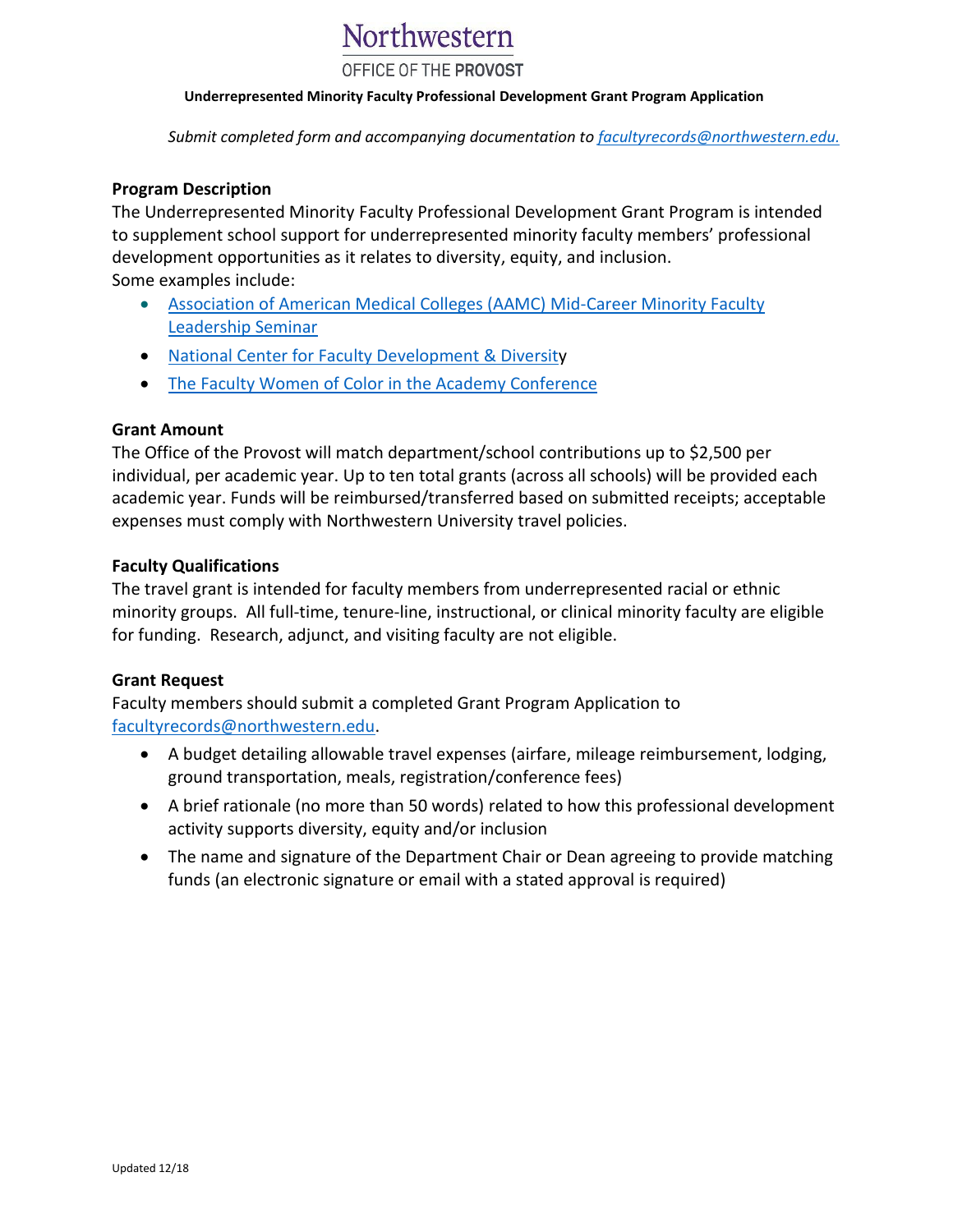# Northwestern

OFFICE OF THE PROVOST

**Underrepresented Minority Faculty Professional Development Grant Program Application**

*Submit completed form and accompanying documentation to facultyrecords@northwestern.edu.*

## Program Description

The Underrepresented Minority Faculty Professional Development Grant Program is intended to supplement school support for underrepresented minority faculty members' professional development opportunities as it relates to diversity, equity, and inclusion.

Some examples include:

- Association of American Medical Colleges (AAMC) Mid-Career Minority Faculty Leadership Seminar
- National Center for Faculty Development & Diversity
- The Faculty Women of Color in the Academy Conference

## Grant Amount

The Office of the Provost will match department/school contributions up to $2,500 per individual, per academic year. Up to ten total grants (across all schools) will be provided each academic year. Funds will be reimbursed/transferred based on submitted receipts; acceptable expenses must comply with Northwestern University travel policies.

## Faculty Qualifications

The travel grant is intended for faculty members from underrepresented racial or ethnic minority groups. All full-time, tenure-line, instructional, or clinical minority faculty are eligible for funding. Research, adjunct, and visiting faculty are not eligible.

## Grant Request

Faculty members should submit a completed Grant Program Application to facultyrecords@northwestern.edu.

- A budget detailing allowable travel expenses (airfare, mileage reimbursement, lodging, ground transportation, meals, registration/conference fees)
- A brief rationale (no more than 50 words) related to how this professional development activity supports diversity, equity and/or inclusion
- The name and signature of the Department Chair or Dean agreeing to provide matching funds (an electronic signature or email with a stated approval is required)

Updated 12/18